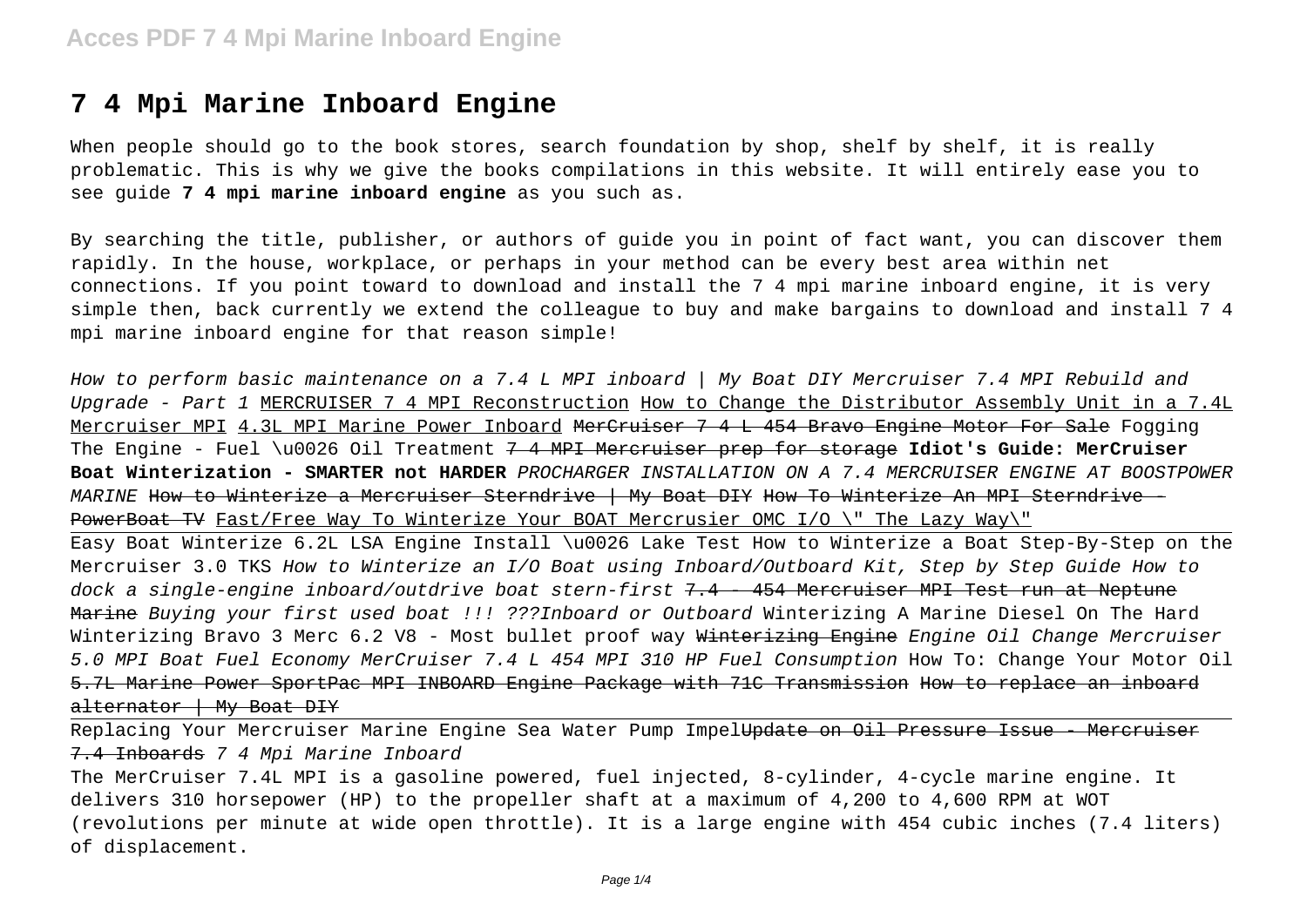# 7 4 Mpi Marine Inboard Engine

When people should go to the book stores, search foundation by shop, shelf by shelf, it is really problematic. This is why we give the books compilations in this website. It will entirely ease you to see guide **7 4 mpi marine inboard engine** as you such as.

By searching the title, publisher, or authors of guide you in point of fact want, you can discover them rapidly. In the house, workplace, or perhaps in your method can be every best area within net connections. If you point toward to download and install the 7 4 mpi marine inboard engine, it is very simple then, back currently we extend the colleague to buy and make bargains to download and install 7 4 mpi marine inboard engine for that reason simple!

*How to perform basic maintenance on a 7.4 L MPI inboard | My Boat DIY* *Mercruiser 7.4 MPI Rebuild and Upgrade - Part 1* MERCRUISER 7 4 MPI Reconstruction How to Change the Distributor Assembly Unit in a 7.4L Mercruiser MPI 4.3L MPI Marine Power Inboard ~~MerCruiser 7 4 L 454 Bravo Engine Motor For Sale~~ Fogging The Engine - Fuel \u0026 Oil Treatment ~~7 4 MPI Mercruiser prep for storage~~ **Idiot's Guide: MerCruiser Boat Winterization - SMARTER not HARDER** *PROCHARGER INSTALLATION ON A 7.4 MERCRUISER ENGINE AT BOOSTPOWER MARINE* ~~How to Winterize a Mercruiser Sterndrive | My Boat DIY~~ ~~How To Winterize An MPI Sterndrive - PowerBoat TV~~ Fast/Free Way To Winterize Your BOAT Mercrusier OMC I/O \" The Lazy Way\"

Easy Boat Winterize 6.2L LSA Engine Install \u0026 Lake Test How to Winterize a Boat Step-By-Step on the Mercruiser 3.0 TKS *How to Winterize an I/O Boat using Inboard/Outboard Kit, Step by Step Guide How to dock a single-engine inboard/outdrive boat stern-first* ~~7.4 - 454 Mercruiser MPI Test run at Neptune Marine~~ *Buying your first used boat !!! ???Inboard or Outboard* Winterizing A Marine Diesel On The Hard Winterizing Bravo 3 Merc 6.2 V8 - Most bullet proof way ~~Winterizing Engine~~ *Engine Oil Change Mercruiser 5.0 MPI Boat Fuel Economy MerCruiser 7.4 L 454 MPI 310 HP Fuel Consumption* How To: Change Your Motor Oil ~~5.7L Marine Power SportPac MPI INBOARD Engine Package with 71C Transmission~~ ~~How to replace an inboard alternator | My Boat DIY~~

Replacing Your Mercruiser Marine Engine Sea Water Pump Impel~~Update on Oil Pressure Issue - Mercruiser 7.4 Inboards~~ *7 4 Mpi Marine Inboard*

The MerCruiser 7.4L MPI is a gasoline powered, fuel injected, 8-cylinder, 4-cycle marine engine. It delivers 310 horsepower (HP) to the propeller shaft at a maximum of 4,200 to 4,600 RPM at WOT (revolutions per minute at wide open throttle). It is a large engine with 454 cubic inches (7.4 liters) of displacement.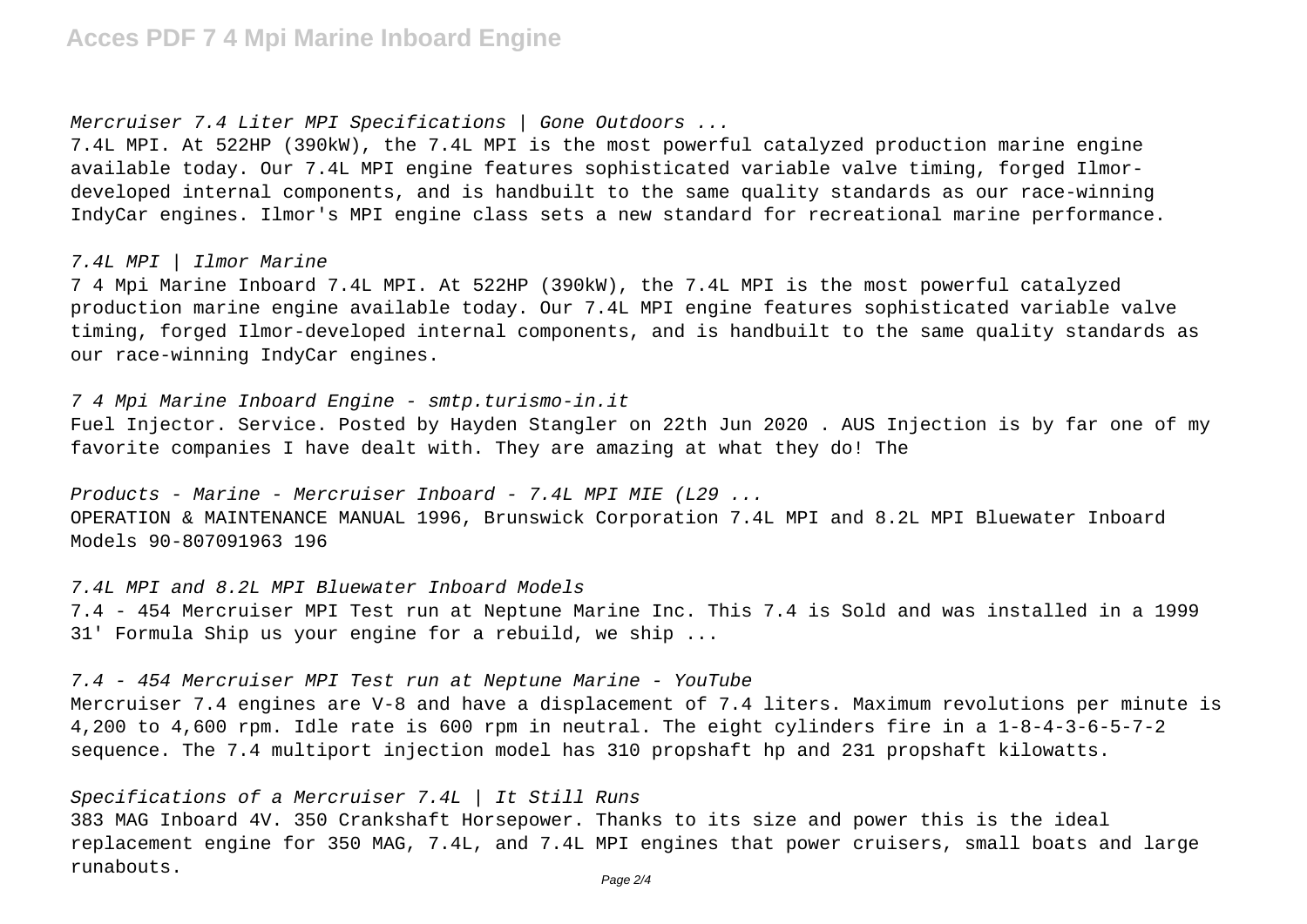*Mercruiser 7.4 Liter MPI Specifications | Gone Outdoors ...*

7.4L MPI. At 522HP (390kW), the 7.4L MPI is the most powerful catalyzed production marine engine available today. Our 7.4L MPI engine features sophisticated variable valve timing, forged Ilmor-developed internal components, and is handbuilt to the same quality standards as our race-winning IndyCar engines. Ilmor's MPI engine class sets a new standard for recreational marine performance.

*7.4L MPI | Ilmor Marine*

7 4 Mpi Marine Inboard 7.4L MPI. At 522HP (390kW), the 7.4L MPI is the most powerful catalyzed production marine engine available today. Our 7.4L MPI engine features sophisticated variable valve timing, forged Ilmor-developed internal components, and is handbuilt to the same quality standards as our race-winning IndyCar engines.

*7 4 Mpi Marine Inboard Engine - smtp.turismo-in.it*

Fuel Injector. Service. Posted by Hayden Stangler on 22th Jun 2020 . AUS Injection is by far one of my favorite companies I have dealt with. They are amazing at what they do! The

*Products - Marine - Mercruiser Inboard - 7.4L MPI MIE (L29 ...*

OPERATION & MAINTENANCE MANUAL 1996, Brunswick Corporation 7.4L MPI and 8.2L MPI Bluewater Inboard Models 90-807091963 196

*7.4L MPI and 8.2L MPI Bluewater Inboard Models*

7.4 - 454 Mercruiser MPI Test run at Neptune Marine Inc. This 7.4 is Sold and was installed in a 1999 31' Formula Ship us your engine for a rebuild, we ship ...

*7.4 - 454 Mercruiser MPI Test run at Neptune Marine - YouTube*

Mercruiser 7.4 engines are V-8 and have a displacement of 7.4 liters. Maximum revolutions per minute is 4,200 to 4,600 rpm. Idle rate is 600 rpm in neutral. The eight cylinders fire in a 1-8-4-3-6-5-7-2 sequence. The 7.4 multiport injection model has 310 propshaft hp and 231 propshaft kilowatts.

*Specifications of a Mercruiser 7.4L | It Still Runs*

383 MAG Inboard 4V. 350 Crankshaft Horsepower. Thanks to its size and power this is the ideal replacement engine for 350 MAG, 7.4L, and 7.4L MPI engines that power cruisers, small boats and large runabouts.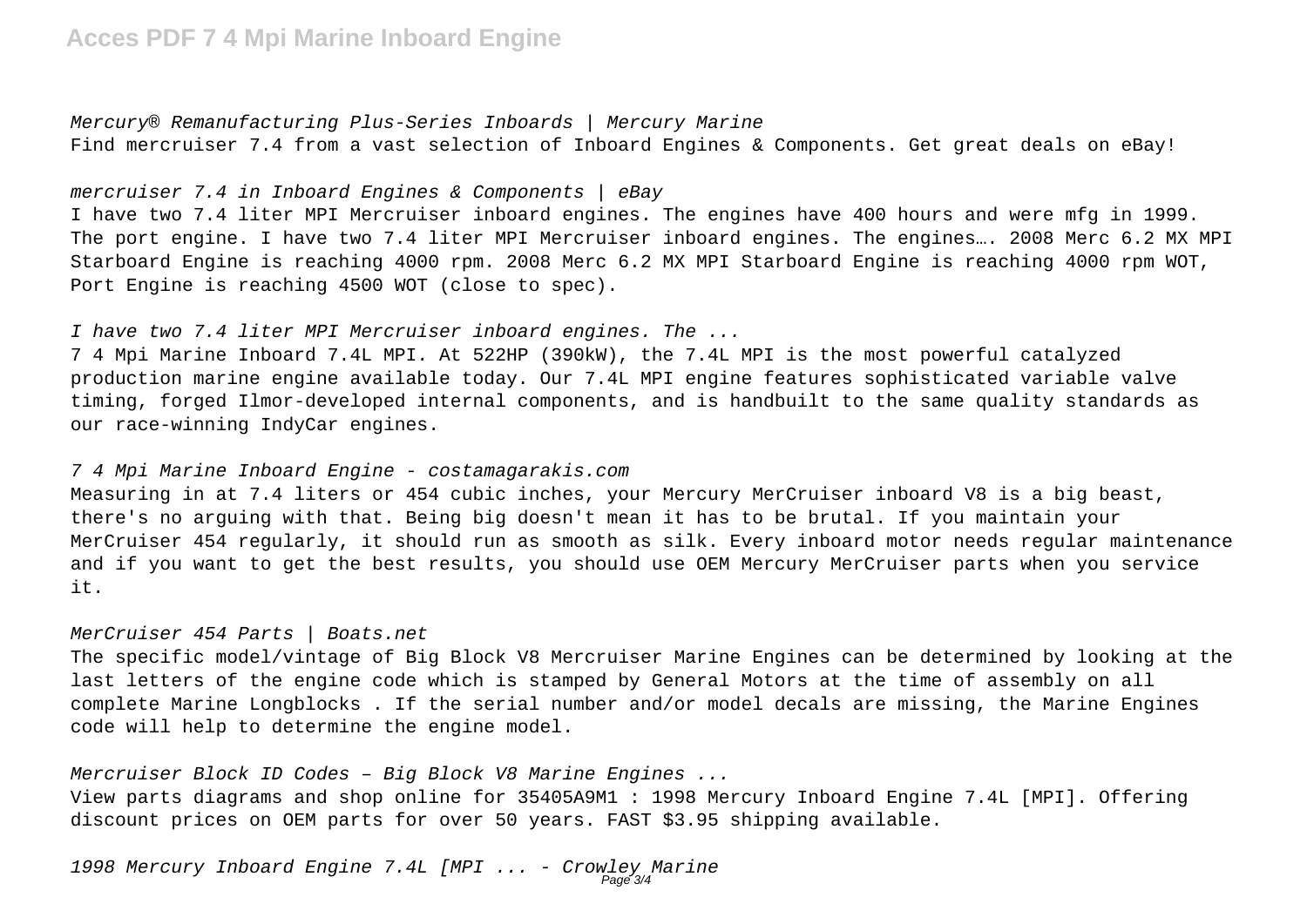*Mercury® Remanufacturing Plus-Series Inboards | Mercury Marine*

Find mercruiser 7.4 from a vast selection of Inboard Engines & Components. Get great deals on eBay!

*mercruiser 7.4 in Inboard Engines & Components | eBay*

I have two 7.4 liter MPI Mercruiser inboard engines. The engines have 400 hours and were mfg in 1999. The port engine. I have two 7.4 liter MPI Mercruiser inboard engines. The engines…. 2008 Merc 6.2 MX MPI Starboard Engine is reaching 4000 rpm. 2008 Merc 6.2 MX MPI Starboard Engine is reaching 4000 rpm WOT, Port Engine is reaching 4500 WOT (close to spec).

*I have two 7.4 liter MPI Mercruiser inboard engines. The ...*

7 4 Mpi Marine Inboard 7.4L MPI. At 522HP (390kW), the 7.4L MPI is the most powerful catalyzed production marine engine available today. Our 7.4L MPI engine features sophisticated variable valve timing, forged Ilmor-developed internal components, and is handbuilt to the same quality standards as our race-winning IndyCar engines.

*7 4 Mpi Marine Inboard Engine - costamagarakis.com*

Measuring in at 7.4 liters or 454 cubic inches, your Mercury MerCruiser inboard V8 is a big beast, there's no arguing with that. Being big doesn't mean it has to be brutal. If you maintain your MerCruiser 454 regularly, it should run as smooth as silk. Every inboard motor needs regular maintenance and if you want to get the best results, you should use OEM Mercury MerCruiser parts when you service it.

*MerCruiser 454 Parts | Boats.net*

The specific model/vintage of Big Block V8 Mercruiser Marine Engines can be determined by looking at the last letters of the engine code which is stamped by General Motors at the time of assembly on all complete Marine Longblocks . If the serial number and/or model decals are missing, the Marine Engines code will help to determine the engine model.

*Mercruiser Block ID Codes – Big Block V8 Marine Engines ...*

View parts diagrams and shop online for 35405A9M1 : 1998 Mercury Inboard Engine 7.4L [MPI]. Offering discount prices on OEM parts for over 50 years. FAST $3.95 shipping available.

*1998 Mercury Inboard Engine 7.4L [MPI ... - Crowley Marine*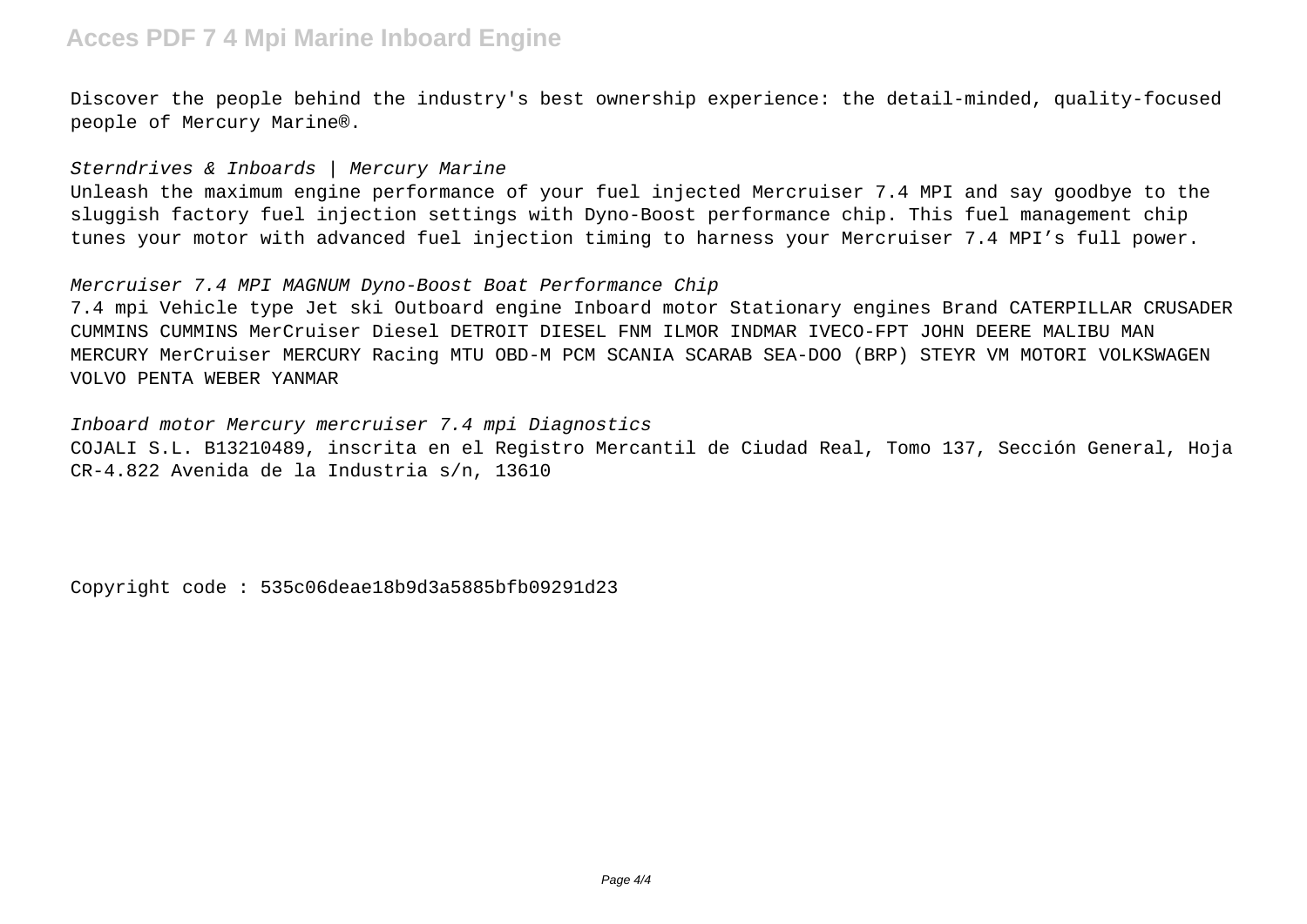Discover the people behind the industry's best ownership experience: the detail-minded, quality-focused people of Mercury Marine®.

*Sterndrives & Inboards | Mercury Marine*

Unleash the maximum engine performance of your fuel injected Mercruiser 7.4 MPI and say goodbye to the sluggish factory fuel injection settings with Dyno-Boost performance chip. This fuel management chip tunes your motor with advanced fuel injection timing to harness your Mercruiser 7.4 MPI's full power.

*Mercruiser 7.4 MPI MAGNUM Dyno-Boost Boat Performance Chip*

7.4 mpi Vehicle type Jet ski Outboard engine Inboard motor Stationary engines Brand CATERPILLAR CRUSADER CUMMINS CUMMINS MerCruiser Diesel DETROIT DIESEL FNM ILMOR INDMAR IVECO-FPT JOHN DEERE MALIBU MAN MERCURY MerCruiser MERCURY Racing MTU OBD-M PCM SCANIA SCARAB SEA-DOO (BRP) STEYR VM MOTORI VOLKSWAGEN VOLVO PENTA WEBER YANMAR

*Inboard motor Mercury mercruiser 7.4 mpi Diagnostics*

COJALI S.L. B13210489, inscrita en el Registro Mercantil de Ciudad Real, Tomo 137, Sección General, Hoja CR-4.822 Avenida de la Industria s/n, 13610

Copyright code : 535c06deae18b9d3a5885bfb09291d23